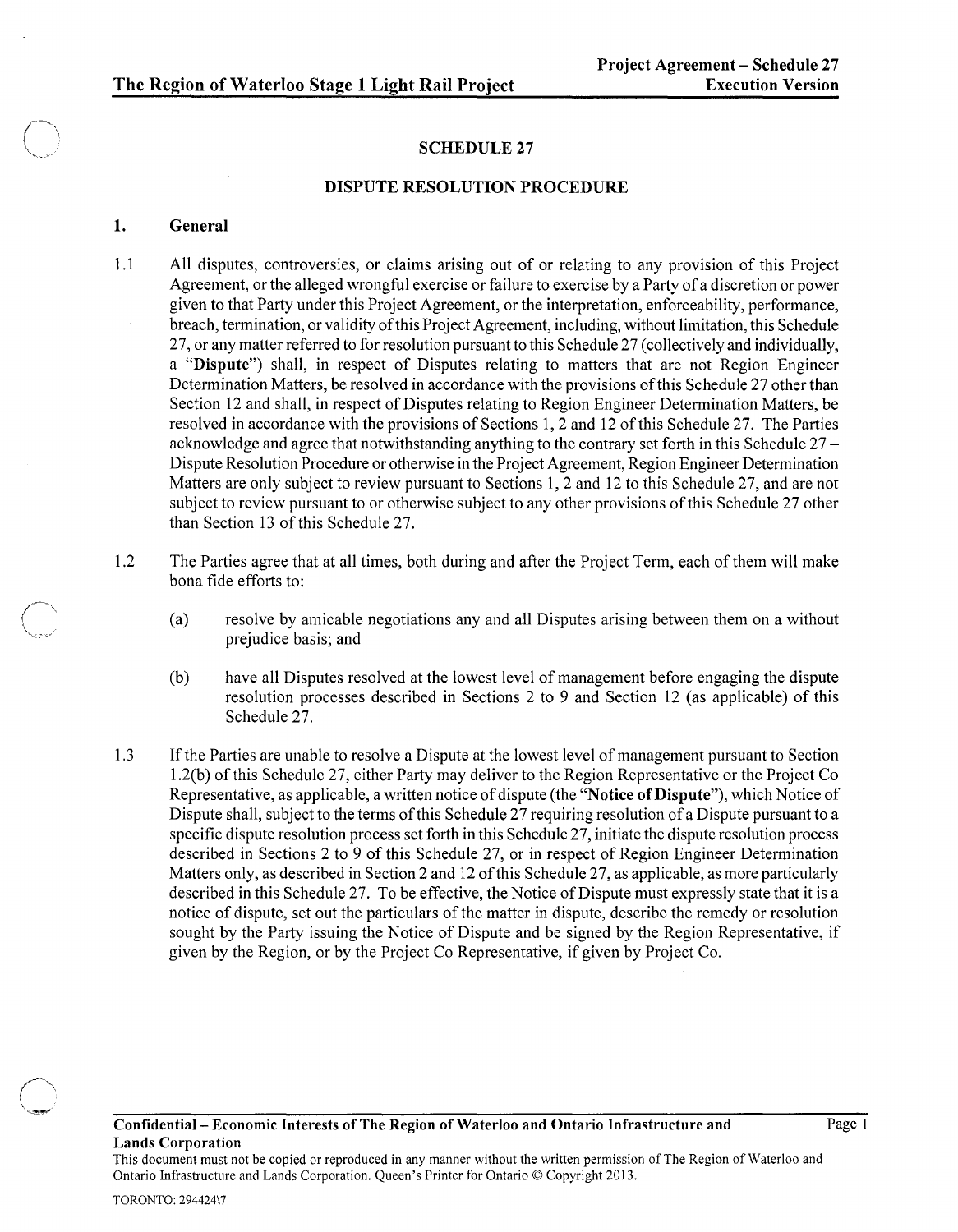# SCHEDULE 27

## DISPUTE RESOLUTION PROCEDURE

### 1. General

1.1 All disputes, controversies, or claims arising out of or relating to any provision of this Project Agreement, or the alleged wrongful exercise or failure to exercise by a Party of a discretion or power given to that Party under this Project Agreement, or the interpretation, enforceability, performance, breach, termination, or validity of this Project Agreement, including, without limitation, this Schedule 27, or any matter referred to for resolution pursuant to this Schedule 27 (collectively and individually, a "**Dispute**") shall, in respect of Disputes relating to matters that are not Region Engineer Determination Matters, be resolved in accordance with the provisions of this Schedule 27 other than Section 12 and shall, in respect of Disputes relating to Region Engineer Determination Matters, be resolved in accordance with the provisions of Sections 1, 2 and 12 of this Schedule 27. The Parties acknowledge and agree that notwithstanding anything to the contrary set forth in this Schedule 27 – Dispute Resolution Procedure or otherwise in the Project Agreement, Region Engineer Determination Matters are only subject to review pursuant to Sections 1, 2 and 12 to this Schedule 27, and are not subject to review pursuant to or otherwise subject to any other provisions of this Schedule 27 other than Section 13 of this Schedule 27.

1.2 The Parties agree that at all times, both during and after the Project Term, each of them will make bona fide efforts to:

(a) resolve by amicable negotiations any and all Disputes arising between them on a without prejudice basis; and

(b) have all Disputes resolved at the lowest level of management before engaging the dispute resolution processes described in Sections 2 to 9 and Section 12 (as applicable) of this Schedule 27.

1.3 If the Parties are unable to resolve a Dispute at the lowest level of management pursuant to Section 1.2(b) of this Schedule 27, either Party may deliver to the Region Representative or the Project Co Representative, as applicable, a written notice of dispute (the "**Notice of Dispute**"), which Notice of Dispute shall, subject to the terms of this Schedule 27 requiring resolution of a Dispute pursuant to a specific dispute resolution process set forth in this Schedule 27, initiate the dispute resolution process described in Sections 2 to 9 of this Schedule 27, or in respect of Region Engineer Determination Matters only, as described in Section 2 and 12 of this Schedule 27, as applicable, as more particularly described in this Schedule 27. To be effective, the Notice of Dispute must expressly state that it is a notice of dispute, set out the particulars of the matter in dispute, describe the remedy or resolution sought by the Party issuing the Notice of Dispute and be signed by the Region Representative, if given by the Region, or by the Project Co Representative, if given by Project Co.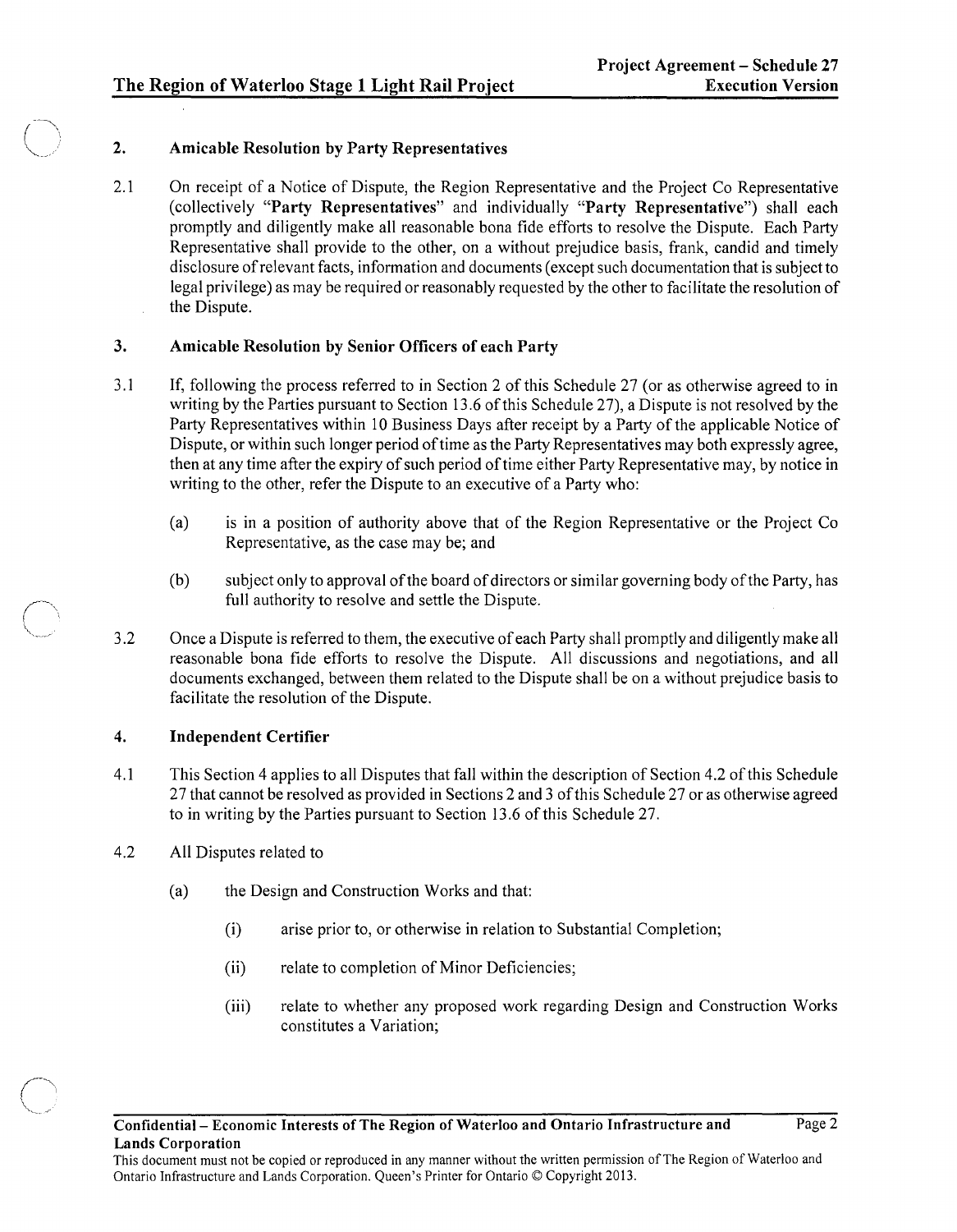## 2. Amicable Resolution by Party Representatives

2.1 On receipt of a Notice of Dispute, the Region Representative and the Project Co Representative (collectively "**Party Representatives**" and individually "**Party Representative**") shall each promptly and diligently make all reasonable bona fide efforts to resolve the Dispute. Each Party Representative shall provide to the other, on a without prejudice basis, frank, candid and timely disclosure of relevant facts, information and documents (except such documentation that is subject to legal privilege) as may be required or reasonably requested by the other to facilitate the resolution of the Dispute.

## 3. Amicable Resolution by Senior Officers of each Party

3.1 If, following the process referred to in Section 2 of this Schedule 27 (or as otherwise agreed to in writing by the Parties pursuant to Section 13.6 of this Schedule 27), a Dispute is not resolved by the Party Representatives within 10 Business Days after receipt by a Party of the applicable Notice of Dispute, or within such longer period of time as the Party Representatives may both expressly agree, then at any time after the expiry of such period of time either Party Representative may, by notice in writing to the other, refer the Dispute to an executive of a Party who:

(a) is in a position of authority above that of the Region Representative or the Project Co Representative, as the case may be; and

(b) subject only to approval of the board of directors or similar governing body of the Party, has full authority to resolve and settle the Dispute.

3.2 Once a Dispute is referred to them, the executive of each Party shall promptly and diligently make all reasonable bona fide efforts to resolve the Dispute. All discussions and negotiations, and all documents exchanged, between them related to the Dispute shall be on a without prejudice basis to facilitate the resolution of the Dispute.

## 4. Independent Certifier

4.1 This Section 4 applies to all Disputes that fall within the description of Section 4.2 of this Schedule 27 that cannot be resolved as provided in Sections 2 and 3 of this Schedule 27 or as otherwise agreed to in writing by the Parties pursuant to Section 13.6 of this Schedule 27.

4.2 All Disputes related to

(a) the Design and Construction Works and that:

(i) arise prior to, or otherwise in relation to Substantial Completion;

(ii) relate to completion of Minor Deficiencies;

(iii) relate to whether any proposed work regarding Design and Construction Works constitutes a Variation;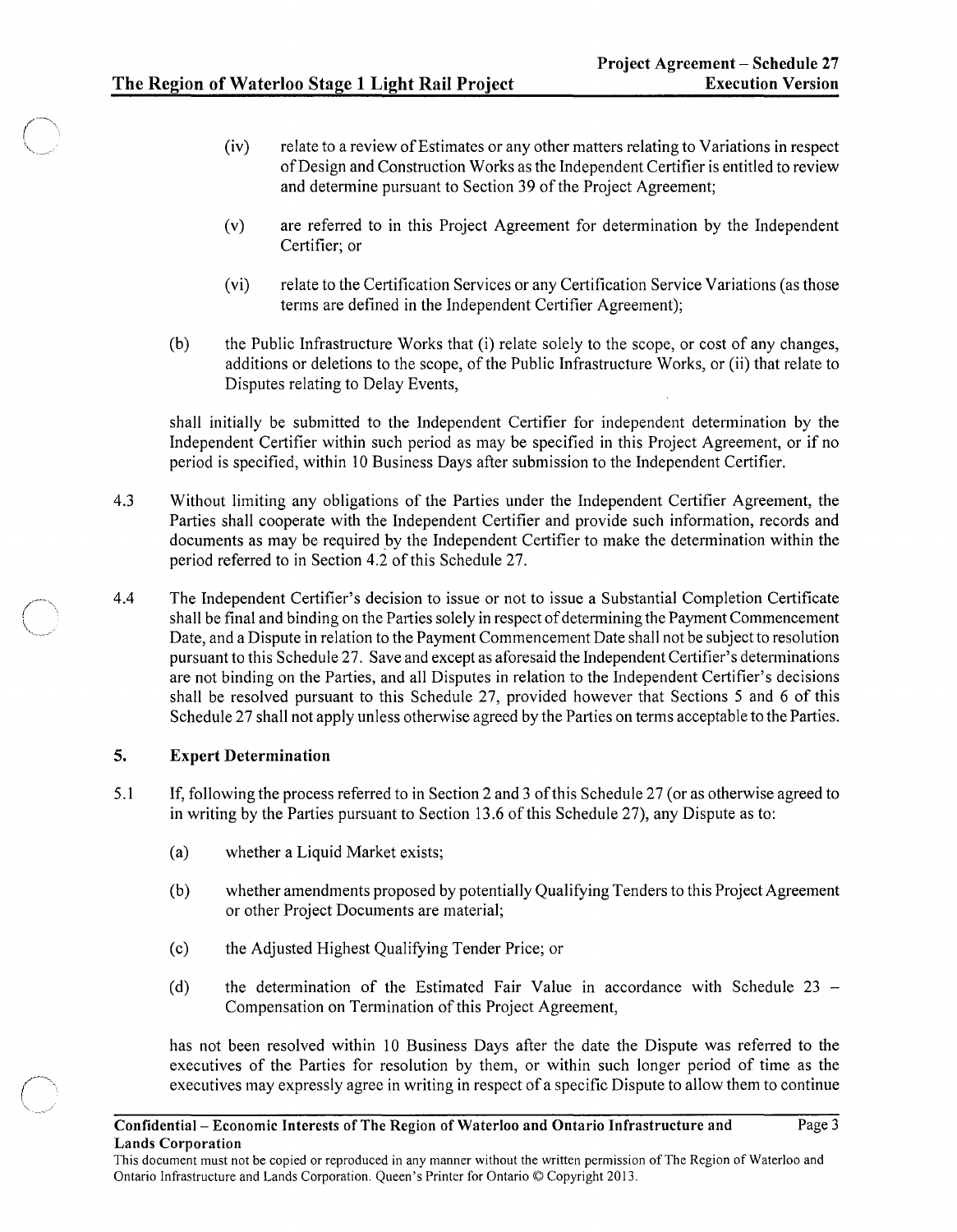(iv) relate to a review of Estimates or any other matters relating to Variations in respect of Design and Construction Works as the Independent Certifier is entitled to review and determine pursuant to Section 39 of the Project Agreement;

(v) are referred to in this Project Agreement for determination by the Independent Certifier; or

(vi) relate to the Certification Services or any Certification Service Variations (as those terms are defined in the Independent Certifier Agreement);

(b) the Public Infrastructure Works that (i) relate solely to the scope, or cost of any changes, additions or deletions to the scope, of the Public Infrastructure Works, or (ii) that relate to Disputes relating to Delay Events,

shall initially be submitted to the Independent Certifier for independent determination by the Independent Certifier within such period as may be specified in this Project Agreement, or if no period is specified, within 10 Business Days after submission to the Independent Certifier.

4.3 Without limiting any obligations of the Parties under the Independent Certifier Agreement, the Parties shall cooperate with the Independent Certifier and provide such information, records and documents as may be required by the Independent Certifier to make the determination within the period referred to in Section 4.2 of this Schedule 27.

4.4 The Independent Certifier's decision to issue or not to issue a Substantial Completion Certificate shall be final and binding on the Parties solely in respect of determining the Payment Commencement Date, and a Dispute in relation to the Payment Commencement Date shall not be subject to resolution pursuant to this Schedule 27. Save and except as aforesaid the Independent Certifier's determinations are not binding on the Parties, and all Disputes in relation to the Independent Certifier's decisions shall be resolved pursuant to this Schedule 27, provided however that Sections 5 and 6 of this Schedule 27 shall not apply unless otherwise agreed by the Parties on terms acceptable to the Parties.

## 5. Expert Determination

5.1 If, following the process referred to in Section 2 and 3 of this Schedule 27 (or as otherwise agreed to in writing by the Parties pursuant to Section 13.6 of this Schedule 27), any Dispute as to:

(a) whether a Liquid Market exists;

(b) whether amendments proposed by potentially Qualifying Tenders to this Project Agreement or other Project Documents are material;

(c) the Adjusted Highest Qualifying Tender Price; or

(d) the determination of the Estimated Fair Value in accordance with Schedule 23 – Compensation on Termination of this Project Agreement,

has not been resolved within 10 Business Days after the date the Dispute was referred to the executives of the Parties for resolution by them, or within such longer period of time as the executives may expressly agree in writing in respect of a specific Dispute to allow them to continue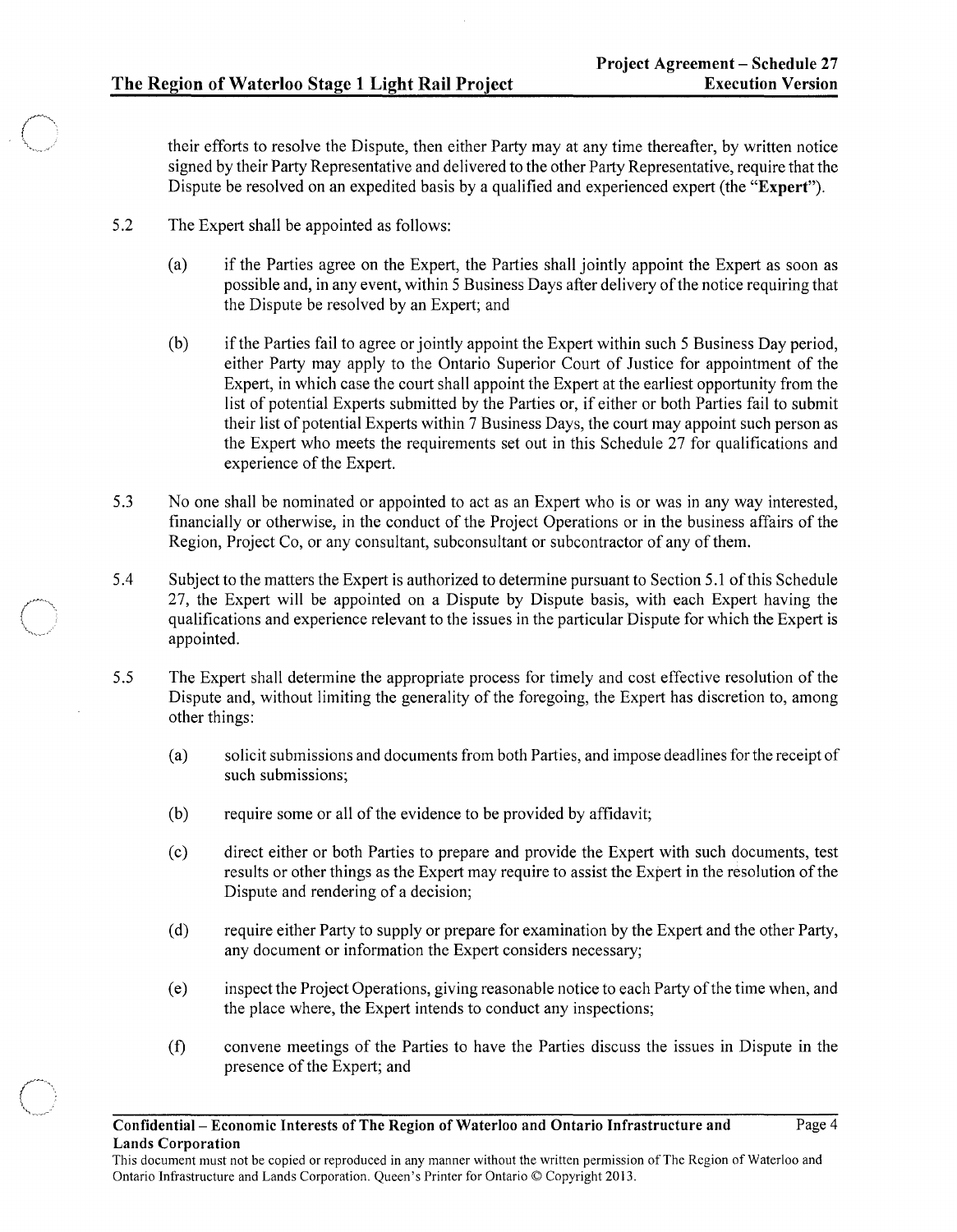their efforts to resolve the Dispute, then either Party may at any time thereafter, by written notice signed by their Party Representative and delivered to the other Party Representative, require that the Dispute be resolved on an expedited basis by a qualified and experienced expert (the "**Expert**").

5.2 The Expert shall be appointed as follows:

(a) if the Parties agree on the Expert, the Parties shall jointly appoint the Expert as soon as possible and, in any event, within 5 Business Days after delivery of the notice requiring that the Dispute be resolved by an Expert; and

(b) if the Parties fail to agree or jointly appoint the Expert within such 5 Business Day period, either Party may apply to the Ontario Superior Court of Justice for appointment of the Expert, in which case the court shall appoint the Expert at the earliest opportunity from the list of potential Experts submitted by the Parties or, if either or both Parties fail to submit their list of potential Experts within 7 Business Days, the court may appoint such person as the Expert who meets the requirements set out in this Schedule 27 for qualifications and experience of the Expert.

5.3 No one shall be nominated or appointed to act as an Expert who is or was in any way interested, financially or otherwise, in the conduct of the Project Operations or in the business affairs of the Region, Project Co, or any consultant, subconsultant or subcontractor of any of them.

5.4 Subject to the matters the Expert is authorized to determine pursuant to Section 5.1 of this Schedule 27, the Expert will be appointed on a Dispute by Dispute basis, with each Expert having the qualifications and experience relevant to the issues in the particular Dispute for which the Expert is appointed.

5.5 The Expert shall determine the appropriate process for timely and cost effective resolution of the Dispute and, without limiting the generality of the foregoing, the Expert has discretion to, among other things:

(a) solicit submissions and documents from both Parties, and impose deadlines for the receipt of such submissions;

(b) require some or all of the evidence to be provided by affidavit;

(c) direct either or both Parties to prepare and provide the Expert with such documents, test results or other things as the Expert may require to assist the Expert in the resolution of the Dispute and rendering of a decision;

(d) require either Party to supply or prepare for examination by the Expert and the other Party, any document or information the Expert considers necessary;

(e) inspect the Project Operations, giving reasonable notice to each Party of the time when, and the place where, the Expert intends to conduct any inspections;

(f) convene meetings of the Parties to have the Parties discuss the issues in Dispute in the presence of the Expert; and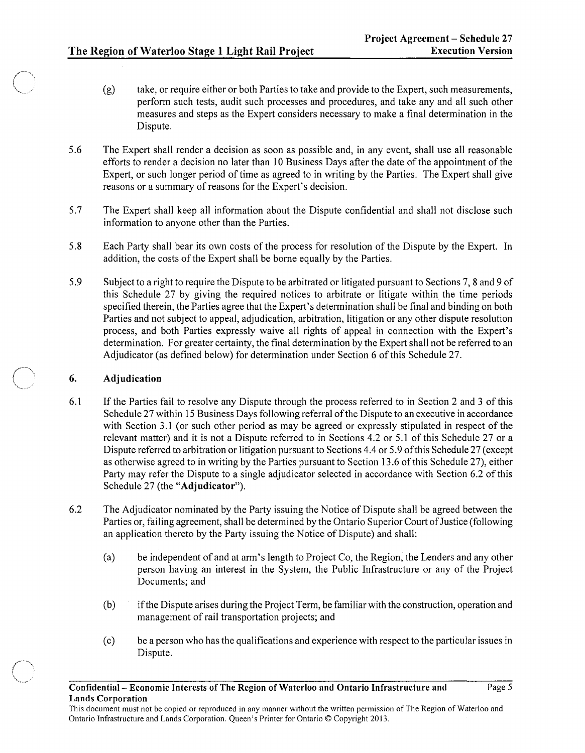(g) take, or require either or both Parties to take and provide to the Expert, such measurements, perform such tests, audit such processes and procedures, and take any and all such other measures and steps as the Expert considers necessary to make a final determination in the Dispute.

5.6 The Expert shall render a decision as soon as possible and, in any event, shall use all reasonable efforts to render a decision no later than 10 Business Days after the date of the appointment of the Expert, or such longer period of time as agreed to in writing by the Parties. The Expert shall give reasons or a summary of reasons for the Expert's decision.

5.7 The Expert shall keep all information about the Dispute confidential and shall not disclose such information to anyone other than the Parties.

5.8 Each Party shall bear its own costs of the process for resolution of the Dispute by the Expert. In addition, the costs of the Expert shall be borne equally by the Parties.

5.9 Subject to a right to require the Dispute to be arbitrated or litigated pursuant to Sections 7, 8 and 9 of this Schedule 27 by giving the required notices to arbitrate or litigate within the time periods specified therein, the Parties agree that the Expert's determination shall be final and binding on both Parties and not subject to appeal, adjudication, arbitration, litigation or any other dispute resolution process, and both Parties expressly waive all rights of appeal in connection with the Expert's determination. For greater certainty, the final determination by the Expert shall not be referred to an Adjudicator (as defined below) for determination under Section 6 of this Schedule 27.

## 6. Adjudication

6.1 If the Parties fail to resolve any Dispute through the process referred to in Section 2 and 3 of this Schedule 27 within 15 Business Days following referral of the Dispute to an executive in accordance with Section 3.1 (or such other period as may be agreed or expressly stipulated in respect of the relevant matter) and it is not a Dispute referred to in Sections 4.2 or 5.1 of this Schedule 27 or a Dispute referred to arbitration or litigation pursuant to Sections 4.4 or 5.9 of this Schedule 27 (except as otherwise agreed to in writing by the Parties pursuant to Section 13.6 of this Schedule 27), either Party may refer the Dispute to a single adjudicator selected in accordance with Section 6.2 of this Schedule 27 (the "**Adjudicator**").

6.2 The Adjudicator nominated by the Party issuing the Notice of Dispute shall be agreed between the Parties or, failing agreement, shall be determined by the Ontario Superior Court of Justice (following an application thereto by the Party issuing the Notice of Dispute) and shall:

(a) be independent of and at arm's length to Project Co, the Region, the Lenders and any other person having an interest in the System, the Public Infrastructure or any of the Project Documents; and

(b) if the Dispute arises during the Project Term, be familiar with the construction, operation and management of rail transportation projects; and

(c) be a person who has the qualifications and experience with respect to the particular issues in Dispute.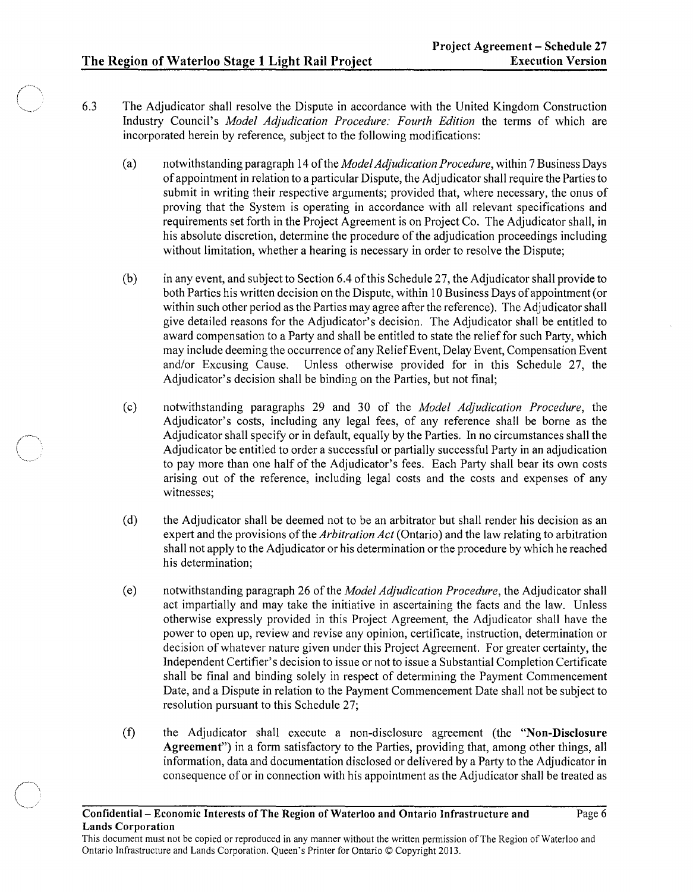6.3 The Adjudicator shall resolve the Dispute in accordance with the United Kingdom Construction Industry Council's *Model Adjudication Procedure: Fourth Edition* the terms of which are incorporated herein by reference, subject to the following modifications:

(a) notwithstanding paragraph 14 of the *Model Adjudication Procedure*, within 7 Business Days of appointment in relation to a particular Dispute, the Adjudicator shall require the Parties to submit in writing their respective arguments; provided that, where necessary, the onus of proving that the System is operating in accordance with all relevant specifications and requirements set forth in the Project Agreement is on Project Co. The Adjudicator shall, in his absolute discretion, determine the procedure of the adjudication proceedings including without limitation, whether a hearing is necessary in order to resolve the Dispute;

(b) in any event, and subject to Section 6.4 of this Schedule 27, the Adjudicator shall provide to both Parties his written decision on the Dispute, within 10 Business Days of appointment (or within such other period as the Parties may agree after the reference). The Adjudicator shall give detailed reasons for the Adjudicator's decision. The Adjudicator shall be entitled to award compensation to a Party and shall be entitled to state the relief for such Party, which may include deeming the occurrence of any Relief Event, Delay Event, Compensation Event and/or Excusing Cause. Unless otherwise provided for in this Schedule 27, the Adjudicator's decision shall be binding on the Parties, but not final;

(c) notwithstanding paragraphs 29 and 30 of the *Model Adjudication Procedure*, the Adjudicator's costs, including any legal fees, of any reference shall be borne as the Adjudicator shall specify or in default, equally by the Parties. In no circumstances shall the Adjudicator be entitled to order a successful or partially successful Party in an adjudication to pay more than one half of the Adjudicator's fees. Each Party shall bear its own costs arising out of the reference, including legal costs and the costs and expenses of any witnesses;

(d) the Adjudicator shall be deemed not to be an arbitrator but shall render his decision as an expert and the provisions of the *Arbitration Act* (Ontario) and the law relating to arbitration shall not apply to the Adjudicator or his determination or the procedure by which he reached his determination;

(e) notwithstanding paragraph 26 of the *Model Adjudication Procedure*, the Adjudicator shall act impartially and may take the initiative in ascertaining the facts and the law. Unless otherwise expressly provided in this Project Agreement, the Adjudicator shall have the power to open up, review and revise any opinion, certificate, instruction, determination or decision of whatever nature given under this Project Agreement. For greater certainty, the Independent Certifier's decision to issue or not to issue a Substantial Completion Certificate shall be final and binding solely in respect of determining the Payment Commencement Date, and a Dispute in relation to the Payment Commencement Date shall not be subject to resolution pursuant to this Schedule 27;

(f) the Adjudicator shall execute a non-disclosure agreement (the "**Non-Disclosure Agreement**") in a form satisfactory to the Parties, providing that, among other things, all information, data and documentation disclosed or delivered by a Party to the Adjudicator in consequence of or in connection with his appointment as the Adjudicator shall be treated as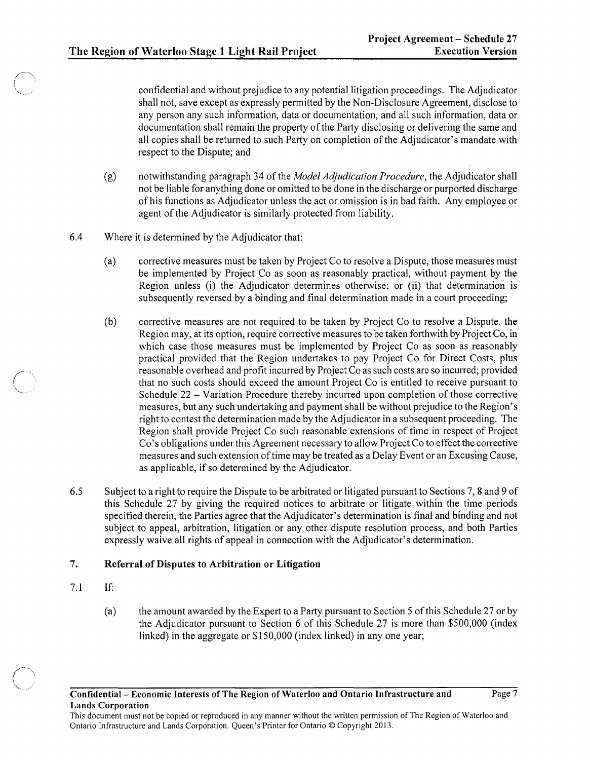confidential and without prejudice to any potential litigation proceedings. The Adjudicator shall not, save except as expressly permitted by the Non-Disclosure Agreement, disclose to any person any such information, data or documentation, and all such information, data or documentation shall remain the property of the Party disclosing or delivering the same and all copies shall be returned to such Party on completion of the Adjudicator's mandate with respect to the Dispute; and

(g) notwithstanding paragraph 34 of the *Model Adjudication Procedure*, the Adjudicator shall not be liable for anything done or omitted to be done in the discharge or purported discharge of his functions as Adjudicator unless the act or omission is in bad faith. Any employee or agent of the Adjudicator is similarly protected from liability.

6.4 Where it is determined by the Adjudicator that:

(a) corrective measures must be taken by Project Co to resolve a Dispute, those measures must be implemented by Project Co as soon as reasonably practical, without payment by the Region unless (i) the Adjudicator determines otherwise; or (ii) that determination is subsequently reversed by a binding and final determination made in a court proceeding;

(b) corrective measures are not required to be taken by Project Co to resolve a Dispute, the Region may, at its option, require corrective measures to be taken forthwith by Project Co, in which case those measures must be implemented by Project Co as soon as reasonably practical provided that the Region undertakes to pay Project Co for Direct Costs, plus reasonable overhead and profit incurred by Project Co as such costs are so incurred; provided that no such costs should exceed the amount Project Co is entitled to receive pursuant to Schedule 22 – Variation Procedure thereby incurred upon completion of those corrective measures, but any such undertaking and payment shall be without prejudice to the Region's right to contest the determination made by the Adjudicator in a subsequent proceeding. The Region shall provide Project Co such reasonable extensions of time in respect of Project Co's obligations under this Agreement necessary to allow Project Co to effect the corrective measures and such extension of time may be treated as a Delay Event or an Excusing Cause, as applicable, if so determined by the Adjudicator.

6.5 Subject to a right to require the Dispute to be arbitrated or litigated pursuant to Sections 7, 8 and 9 of this Schedule 27 by giving the required notices to arbitrate or litigate within the time periods specified therein, the Parties agree that the Adjudicator's determination is final and binding and not subject to appeal, arbitration, litigation or any other dispute resolution process, and both Parties expressly waive all rights of appeal in connection with the Adjudicator's determination.

## 7. Referral of Disputes to Arbitration or Litigation

7.1 If:

(a) the amount awarded by the Expert to a Party pursuant to Section 5 of this Schedule 27 or by the Adjudicator pursuant to Section 6 of this Schedule 27 is more than $500,000 (index linked) in the aggregate or $150,000 (index linked) in any one year;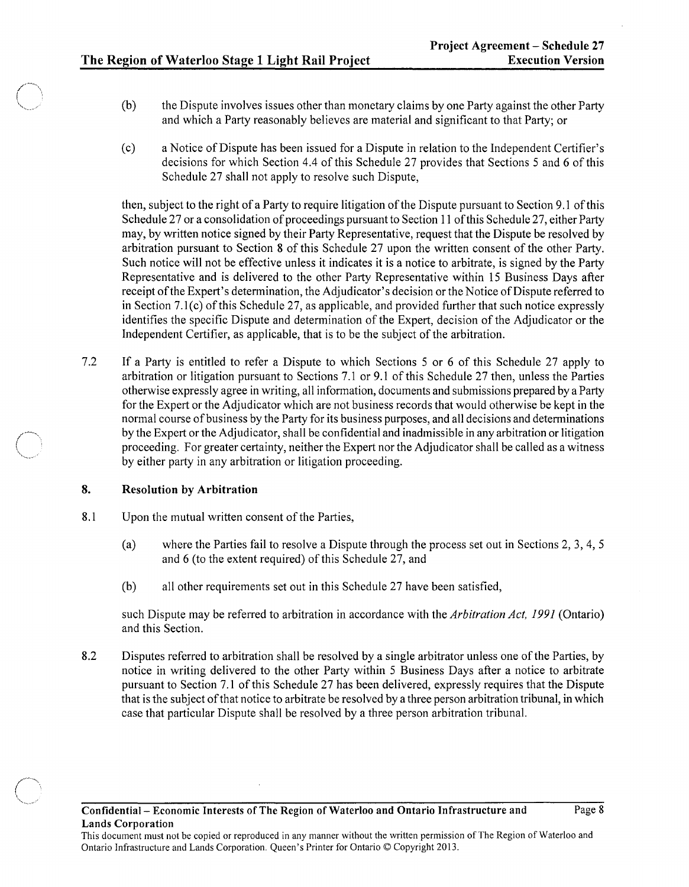(b) the Dispute involves issues other than monetary claims by one Party against the other Party and which a Party reasonably believes are material and significant to that Party; or

(c) a Notice of Dispute has been issued for a Dispute in relation to the Independent Certifier's decisions for which Section 4.4 of this Schedule 27 provides that Sections 5 and 6 of this Schedule 27 shall not apply to resolve such Dispute,

then, subject to the right of a Party to require litigation of the Dispute pursuant to Section 9.1 of this Schedule 27 or a consolidation of proceedings pursuant to Section 11 of this Schedule 27, either Party may, by written notice signed by their Party Representative, request that the Dispute be resolved by arbitration pursuant to Section 8 of this Schedule 27 upon the written consent of the other Party. Such notice will not be effective unless it indicates it is a notice to arbitrate, is signed by the Party Representative and is delivered to the other Party Representative within 15 Business Days after receipt of the Expert's determination, the Adjudicator's decision or the Notice of Dispute referred to in Section 7.1(c) of this Schedule 27, as applicable, and provided further that such notice expressly identifies the specific Dispute and determination of the Expert, decision of the Adjudicator or the Independent Certifier, as applicable, that is to be the subject of the arbitration.

7.2 If a Party is entitled to refer a Dispute to which Sections 5 or 6 of this Schedule 27 apply to arbitration or litigation pursuant to Sections 7.1 or 9.1 of this Schedule 27 then, unless the Parties otherwise expressly agree in writing, all information, documents and submissions prepared by a Party for the Expert or the Adjudicator which are not business records that would otherwise be kept in the normal course of business by the Party for its business purposes, and all decisions and determinations by the Expert or the Adjudicator, shall be confidential and inadmissible in any arbitration or litigation proceeding. For greater certainty, neither the Expert nor the Adjudicator shall be called as a witness by either party in any arbitration or litigation proceeding.

## 8. Resolution by Arbitration

8.1 Upon the mutual written consent of the Parties,

(a) where the Parties fail to resolve a Dispute through the process set out in Sections 2, 3, 4, 5 and 6 (to the extent required) of this Schedule 27, and

(b) all other requirements set out in this Schedule 27 have been satisfied,

such Dispute may be referred to arbitration in accordance with the *Arbitration Act, 1991* (Ontario) and this Section.

8.2 Disputes referred to arbitration shall be resolved by a single arbitrator unless one of the Parties, by notice in writing delivered to the other Party within 5 Business Days after a notice to arbitrate pursuant to Section 7.1 of this Schedule 27 has been delivered, expressly requires that the Dispute that is the subject of that notice to arbitrate be resolved by a three person arbitration tribunal, in which case that particular Dispute shall be resolved by a three person arbitration tribunal.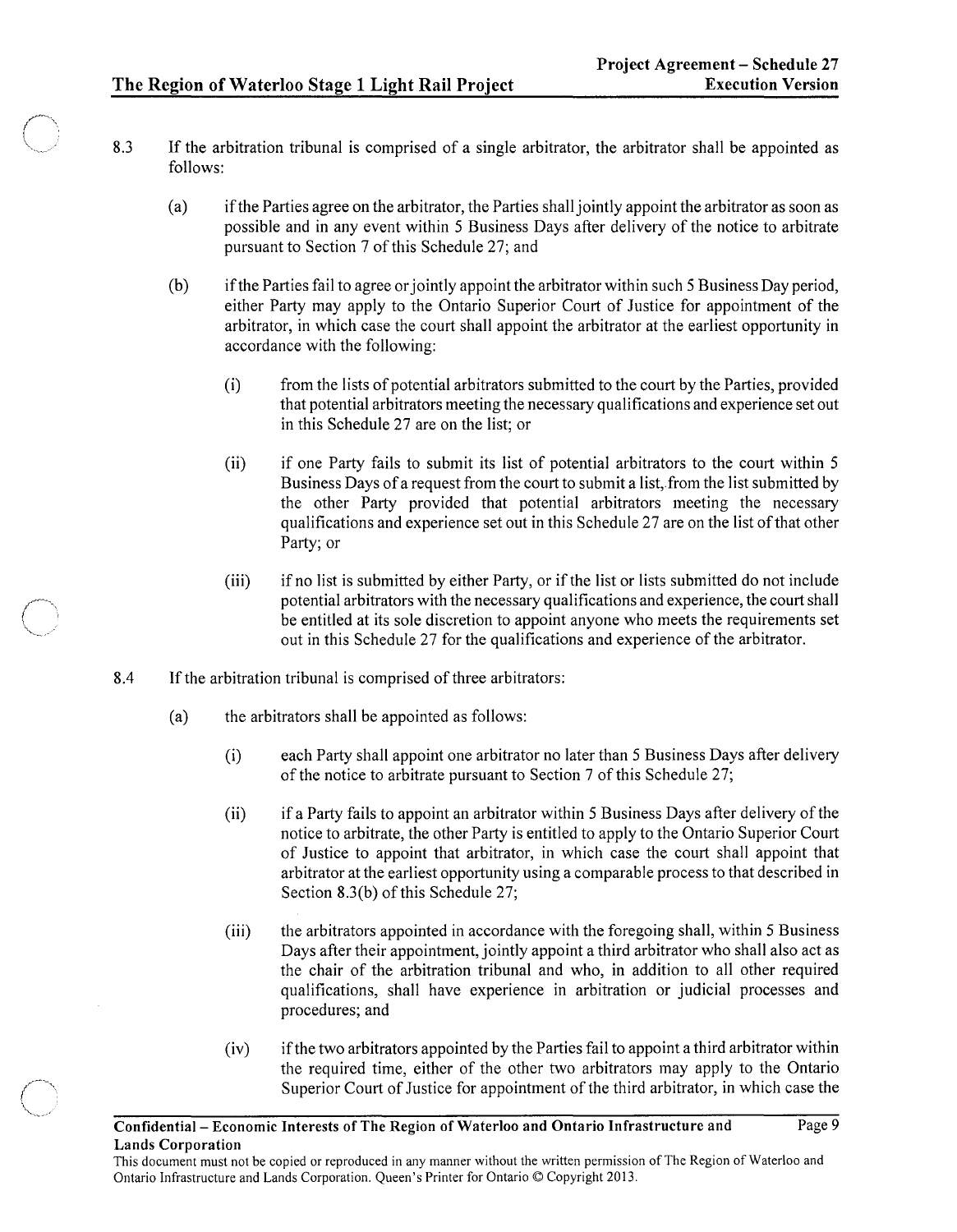8.3 If the arbitration tribunal is comprised of a single arbitrator, the arbitrator shall be appointed as follows:

(a) if the Parties agree on the arbitrator, the Parties shall jointly appoint the arbitrator as soon as possible and in any event within 5 Business Days after delivery of the notice to arbitrate pursuant to Section 7 of this Schedule 27; and

(b) if the Parties fail to agree or jointly appoint the arbitrator within such 5 Business Day period, either Party may apply to the Ontario Superior Court of Justice for appointment of the arbitrator, in which case the court shall appoint the arbitrator at the earliest opportunity in accordance with the following:

(i) from the lists of potential arbitrators submitted to the court by the Parties, provided that potential arbitrators meeting the necessary qualifications and experience set out in this Schedule 27 are on the list; or

(ii) if one Party fails to submit its list of potential arbitrators to the court within 5 Business Days of a request from the court to submit a list, from the list submitted by the other Party provided that potential arbitrators meeting the necessary qualifications and experience set out in this Schedule 27 are on the list of that other Party; or

(iii) if no list is submitted by either Party, or if the list or lists submitted do not include potential arbitrators with the necessary qualifications and experience, the court shall be entitled at its sole discretion to appoint anyone who meets the requirements set out in this Schedule 27 for the qualifications and experience of the arbitrator.

8.4 If the arbitration tribunal is comprised of three arbitrators:

(a) the arbitrators shall be appointed as follows:

(i) each Party shall appoint one arbitrator no later than 5 Business Days after delivery of the notice to arbitrate pursuant to Section 7 of this Schedule 27;

(ii) if a Party fails to appoint an arbitrator within 5 Business Days after delivery of the notice to arbitrate, the other Party is entitled to apply to the Ontario Superior Court of Justice to appoint that arbitrator, in which case the court shall appoint that arbitrator at the earliest opportunity using a comparable process to that described in Section 8.3(b) of this Schedule 27;

(iii) the arbitrators appointed in accordance with the foregoing shall, within 5 Business Days after their appointment, jointly appoint a third arbitrator who shall also act as the chair of the arbitration tribunal and who, in addition to all other required qualifications, shall have experience in arbitration or judicial processes and procedures; and

(iv) if the two arbitrators appointed by the Parties fail to appoint a third arbitrator within the required time, either of the other two arbitrators may apply to the Ontario Superior Court of Justice for appointment of the third arbitrator, in which case the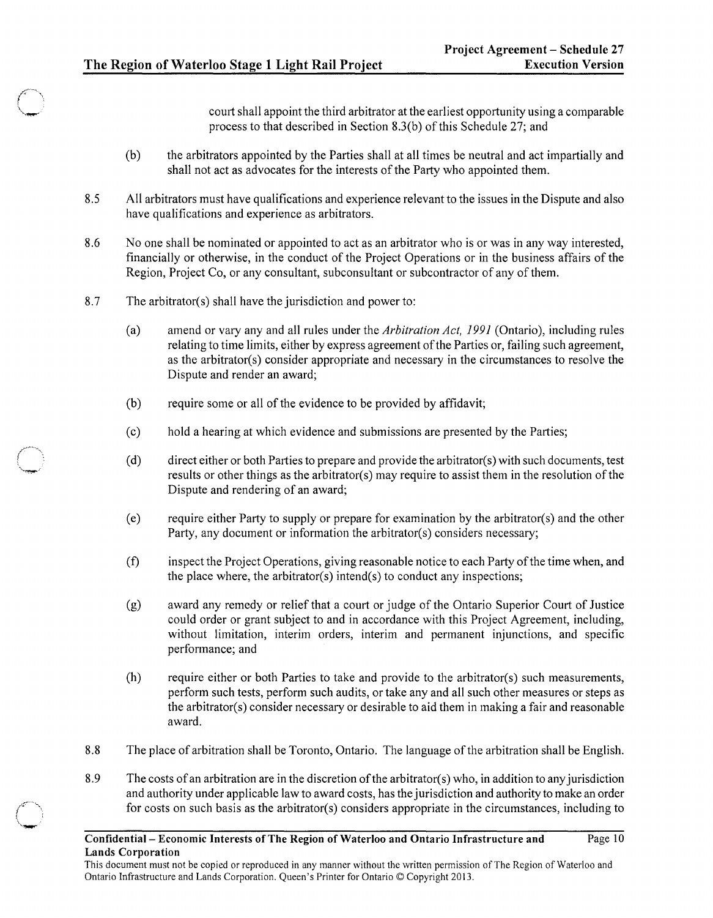court shall appoint the third arbitrator at the earliest opportunity using a comparable process to that described in Section 8.3(b) of this Schedule 27; and

(b) the arbitrators appointed by the Parties shall at all times be neutral and act impartially and shall not act as advocates for the interests of the Party who appointed them.

8.5 All arbitrators must have qualifications and experience relevant to the issues in the Dispute and also have qualifications and experience as arbitrators.

8.6 No one shall be nominated or appointed to act as an arbitrator who is or was in any way interested, financially or otherwise, in the conduct of the Project Operations or in the business affairs of the Region, Project Co, or any consultant, subconsultant or subcontractor of any of them.

8.7 The arbitrator(s) shall have the jurisdiction and power to:

(a) amend or vary any and all rules under the *Arbitration Act, 1991* (Ontario), including rules relating to time limits, either by express agreement of the Parties or, failing such agreement, as the arbitrator(s) consider appropriate and necessary in the circumstances to resolve the Dispute and render an award;

(b) require some or all of the evidence to be provided by affidavit;

(c) hold a hearing at which evidence and submissions are presented by the Parties;

(d) direct either or both Parties to prepare and provide the arbitrator(s) with such documents, test results or other things as the arbitrator(s) may require to assist them in the resolution of the Dispute and rendering of an award;

(e) require either Party to supply or prepare for examination by the arbitrator(s) and the other Party, any document or information the arbitrator(s) considers necessary;

(f) inspect the Project Operations, giving reasonable notice to each Party of the time when, and the place where, the arbitrator(s) intend(s) to conduct any inspections;

(g) award any remedy or relief that a court or judge of the Ontario Superior Court of Justice could order or grant subject to and in accordance with this Project Agreement, including, without limitation, interim orders, interim and permanent injunctions, and specific performance; and

(h) require either or both Parties to take and provide to the arbitrator(s) such measurements, perform such tests, perform such audits, or take any and all such other measures or steps as the arbitrator(s) consider necessary or desirable to aid them in making a fair and reasonable award.

8.8 The place of arbitration shall be Toronto, Ontario. The language of the arbitration shall be English.

8.9 The costs of an arbitration are in the discretion of the arbitrator(s) who, in addition to any jurisdiction and authority under applicable law to award costs, has the jurisdiction and authority to make an order for costs on such basis as the arbitrator(s) considers appropriate in the circumstances, including to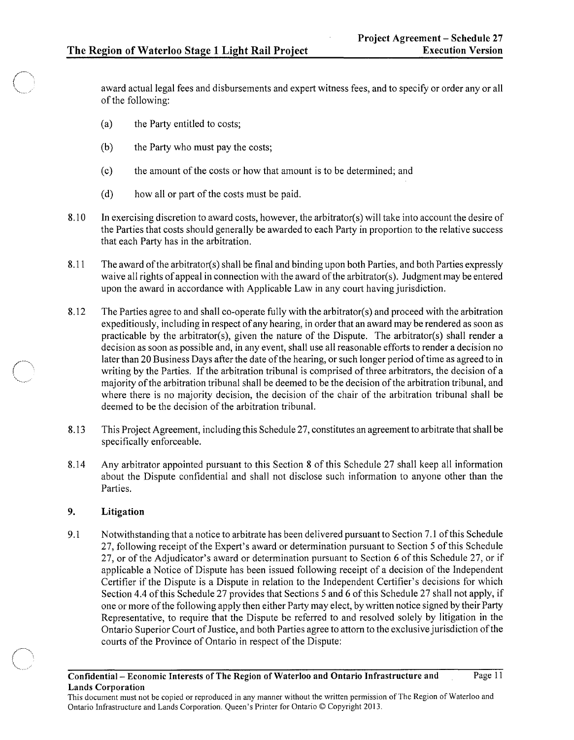award actual legal fees and disbursements and expert witness fees, and to specify or order any or all of the following:

(a) the Party entitled to costs;

(b) the Party who must pay the costs;

(c) the amount of the costs or how that amount is to be determined; and

(d) how all or part of the costs must be paid.

8.10 In exercising discretion to award costs, however, the arbitrator(s) will take into account the desire of the Parties that costs should generally be awarded to each Party in proportion to the relative success that each Party has in the arbitration.

8.11 The award of the arbitrator(s) shall be final and binding upon both Parties, and both Parties expressly waive all rights of appeal in connection with the award of the arbitrator(s). Judgment may be entered upon the award in accordance with Applicable Law in any court having jurisdiction.

8.12 The Parties agree to and shall co-operate fully with the arbitrator(s) and proceed with the arbitration expeditiously, including in respect of any hearing, in order that an award may be rendered as soon as practicable by the arbitrator(s), given the nature of the Dispute. The arbitrator(s) shall render a decision as soon as possible and, in any event, shall use all reasonable efforts to render a decision no later than 20 Business Days after the date of the hearing, or such longer period of time as agreed to in writing by the Parties. If the arbitration tribunal is comprised of three arbitrators, the decision of a majority of the arbitration tribunal shall be deemed to be the decision of the arbitration tribunal, and where there is no majority decision, the decision of the chair of the arbitration tribunal shall be deemed to be the decision of the arbitration tribunal.

8.13 This Project Agreement, including this Schedule 27, constitutes an agreement to arbitrate that shall be specifically enforceable.

8.14 Any arbitrator appointed pursuant to this Section 8 of this Schedule 27 shall keep all information about the Dispute confidential and shall not disclose such information to anyone other than the Parties.

## 9. Litigation

9.1 Notwithstanding that a notice to arbitrate has been delivered pursuant to Section 7.1 of this Schedule 27, following receipt of the Expert's award or determination pursuant to Section 5 of this Schedule 27, or of the Adjudicator's award or determination pursuant to Section 6 of this Schedule 27, or if applicable a Notice of Dispute has been issued following receipt of a decision of the Independent Certifier if the Dispute is a Dispute in relation to the Independent Certifier's decisions for which Section 4.4 of this Schedule 27 provides that Sections 5 and 6 of this Schedule 27 shall not apply, if one or more of the following apply then either Party may elect, by written notice signed by their Party Representative, to require that the Dispute be referred to and resolved solely by litigation in the Ontario Superior Court of Justice, and both Parties agree to attorn to the exclusive jurisdiction of the courts of the Province of Ontario in respect of the Dispute: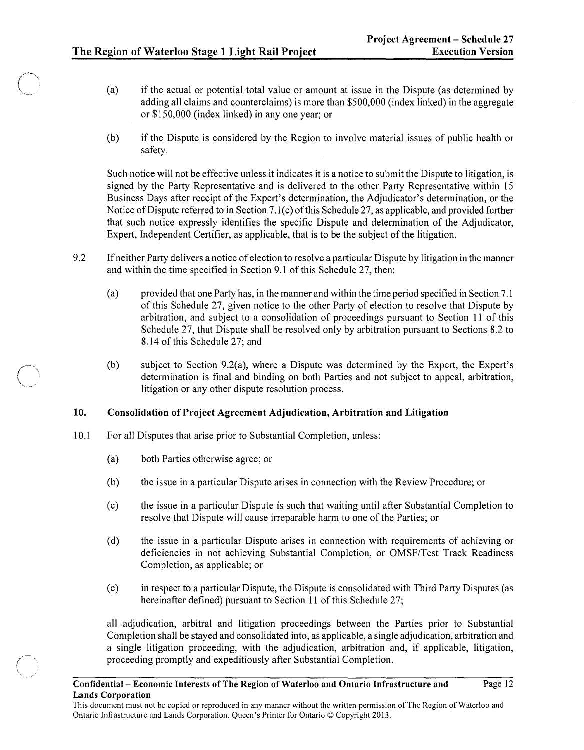(a) if the actual or potential total value or amount at issue in the Dispute (as determined by adding all claims and counterclaims) is more than $500,000 (index linked) in the aggregate or $150,000 (index linked) in any one year; or

(b) if the Dispute is considered by the Region to involve material issues of public health or safety.

Such notice will not be effective unless it indicates it is a notice to submit the Dispute to litigation, is signed by the Party Representative and is delivered to the other Party Representative within 15 Business Days after receipt of the Expert's determination, the Adjudicator's determination, or the Notice of Dispute referred to in Section 7.1(c) of this Schedule 27, as applicable, and provided further that such notice expressly identifies the specific Dispute and determination of the Adjudicator, Expert, Independent Certifier, as applicable, that is to be the subject of the litigation.

9.2 If neither Party delivers a notice of election to resolve a particular Dispute by litigation in the manner and within the time specified in Section 9.1 of this Schedule 27, then:

(a) provided that one Party has, in the manner and within the time period specified in Section 7.1 of this Schedule 27, given notice to the other Party of election to resolve that Dispute by arbitration, and subject to a consolidation of proceedings pursuant to Section 11 of this Schedule 27, that Dispute shall be resolved only by arbitration pursuant to Sections 8.2 to 8.14 of this Schedule 27; and

(b) subject to Section 9.2(a), where a Dispute was determined by the Expert, the Expert's determination is final and binding on both Parties and not subject to appeal, arbitration, litigation or any other dispute resolution process.

## 10. Consolidation of Project Agreement Adjudication, Arbitration and Litigation

10.1 For all Disputes that arise prior to Substantial Completion, unless:

(a) both Parties otherwise agree; or

(b) the issue in a particular Dispute arises in connection with the Review Procedure; or

(c) the issue in a particular Dispute is such that waiting until after Substantial Completion to resolve that Dispute will cause irreparable harm to one of the Parties; or

(d) the issue in a particular Dispute arises in connection with requirements of achieving or deficiencies in not achieving Substantial Completion, or OMSF/Test Track Readiness Completion, as applicable; or

(e) in respect to a particular Dispute, the Dispute is consolidated with Third Party Disputes (as hereinafter defined) pursuant to Section 11 of this Schedule 27;

all adjudication, arbitral and litigation proceedings between the Parties prior to Substantial Completion shall be stayed and consolidated into, as applicable, a single adjudication, arbitration and a single litigation proceeding, with the adjudication, arbitration and, if applicable, litigation, proceeding promptly and expeditiously after Substantial Completion.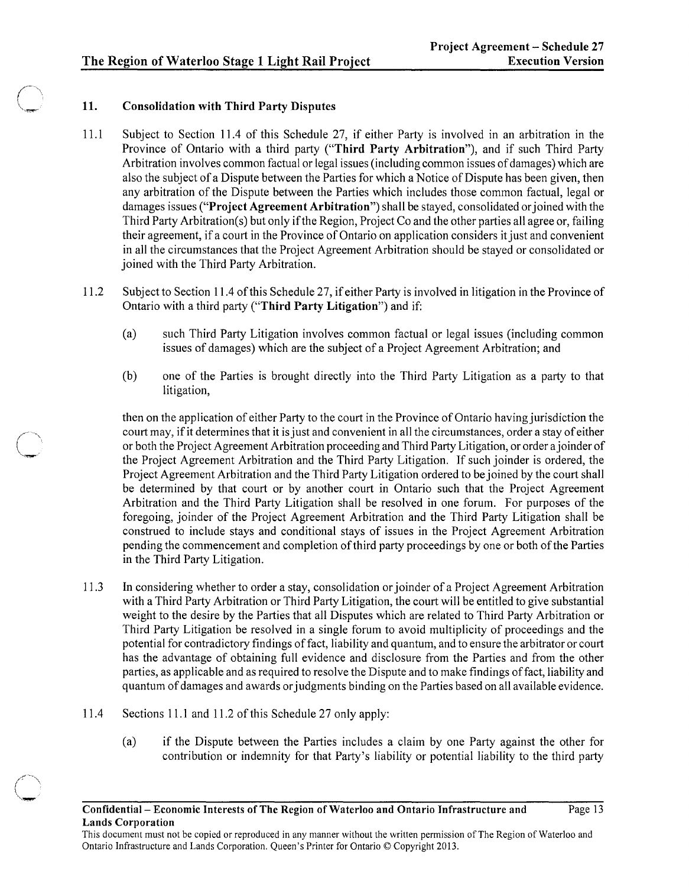## 11. Consolidation with Third Party Disputes

11.1 Subject to Section 11.4 of this Schedule 27, if either Party is involved in an arbitration in the Province of Ontario with a third party ("**Third Party Arbitration**"), and if such Third Party Arbitration involves common factual or legal issues (including common issues of damages) which are also the subject of a Dispute between the Parties for which a Notice of Dispute has been given, then any arbitration of the Dispute between the Parties which includes those common factual, legal or damages issues ("**Project Agreement Arbitration**") shall be stayed, consolidated or joined with the Third Party Arbitration(s) but only if the Region, Project Co and the other parties all agree or, failing their agreement, if a court in the Province of Ontario on application considers it just and convenient in all the circumstances that the Project Agreement Arbitration should be stayed or consolidated or joined with the Third Party Arbitration.

11.2 Subject to Section 11.4 of this Schedule 27, if either Party is involved in litigation in the Province of Ontario with a third party ("**Third Party Litigation**") and if:

(a) such Third Party Litigation involves common factual or legal issues (including common issues of damages) which are the subject of a Project Agreement Arbitration; and

(b) one of the Parties is brought directly into the Third Party Litigation as a party to that litigation,

then on the application of either Party to the court in the Province of Ontario having jurisdiction the court may, if it determines that it is just and convenient in all the circumstances, order a stay of either or both the Project Agreement Arbitration proceeding and Third Party Litigation, or order a joinder of the Project Agreement Arbitration and the Third Party Litigation. If such joinder is ordered, the Project Agreement Arbitration and the Third Party Litigation ordered to be joined by the court shall be determined by that court or by another court in Ontario such that the Project Agreement Arbitration and the Third Party Litigation shall be resolved in one forum. For purposes of the foregoing, joinder of the Project Agreement Arbitration and the Third Party Litigation shall be construed to include stays and conditional stays of issues in the Project Agreement Arbitration pending the commencement and completion of third party proceedings by one or both of the Parties in the Third Party Litigation.

11.3 In considering whether to order a stay, consolidation or joinder of a Project Agreement Arbitration with a Third Party Arbitration or Third Party Litigation, the court will be entitled to give substantial weight to the desire by the Parties that all Disputes which are related to Third Party Arbitration or Third Party Litigation be resolved in a single forum to avoid multiplicity of proceedings and the potential for contradictory findings of fact, liability and quantum, and to ensure the arbitrator or court has the advantage of obtaining full evidence and disclosure from the Parties and from the other parties, as applicable and as required to resolve the Dispute and to make findings of fact, liability and quantum of damages and awards or judgments binding on the Parties based on all available evidence.

11.4 Sections 11.1 and 11.2 of this Schedule 27 only apply:

(a) if the Dispute between the Parties includes a claim by one Party against the other for contribution or indemnity for that Party's liability or potential liability to the third party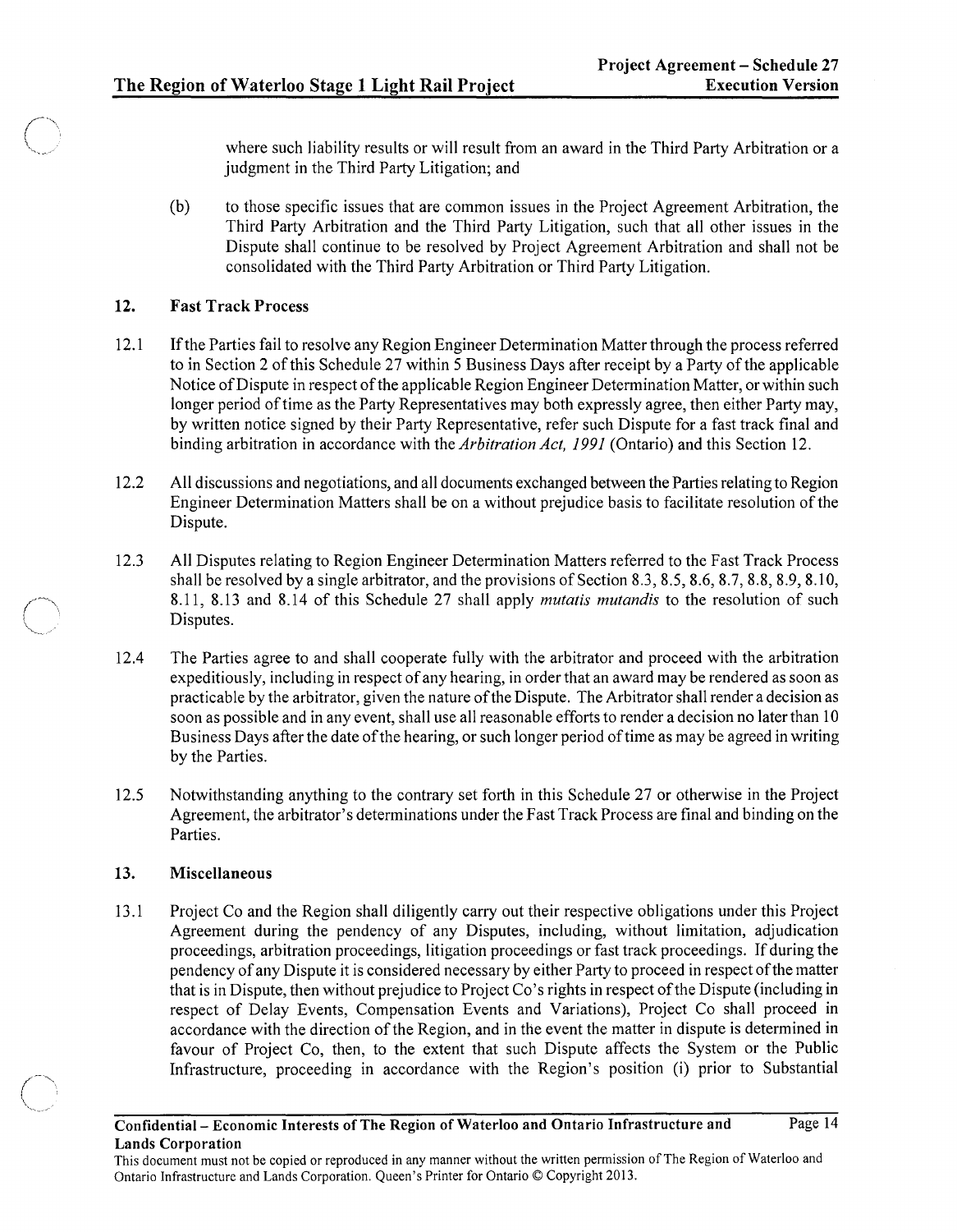where such liability results or will result from an award in the Third Party Arbitration or a judgment in the Third Party Litigation; and

(b) to those specific issues that are common issues in the Project Agreement Arbitration, the Third Party Arbitration and the Third Party Litigation, such that all other issues in the Dispute shall continue to be resolved by Project Agreement Arbitration and shall not be consolidated with the Third Party Arbitration or Third Party Litigation.

## 12. Fast Track Process

12.1 If the Parties fail to resolve any Region Engineer Determination Matter through the process referred to in Section 2 of this Schedule 27 within 5 Business Days after receipt by a Party of the applicable Notice of Dispute in respect of the applicable Region Engineer Determination Matter, or within such longer period of time as the Party Representatives may both expressly agree, then either Party may, by written notice signed by their Party Representative, refer such Dispute for a fast track final and binding arbitration in accordance with the *Arbitration Act, 1991* (Ontario) and this Section 12.

12.2 All discussions and negotiations, and all documents exchanged between the Parties relating to Region Engineer Determination Matters shall be on a without prejudice basis to facilitate resolution of the Dispute.

12.3 All Disputes relating to Region Engineer Determination Matters referred to the Fast Track Process shall be resolved by a single arbitrator, and the provisions of Section 8.3, 8.5, 8.6, 8.7, 8.8, 8.9, 8.10, 8.11, 8.13 and 8.14 of this Schedule 27 shall apply *mutatis mutandis* to the resolution of such Disputes.

12.4 The Parties agree to and shall cooperate fully with the arbitrator and proceed with the arbitration expeditiously, including in respect of any hearing, in order that an award may be rendered as soon as practicable by the arbitrator, given the nature of the Dispute. The Arbitrator shall render a decision as soon as possible and in any event, shall use all reasonable efforts to render a decision no later than 10 Business Days after the date of the hearing, or such longer period of time as may be agreed in writing by the Parties.

12.5 Notwithstanding anything to the contrary set forth in this Schedule 27 or otherwise in the Project Agreement, the arbitrator's determinations under the Fast Track Process are final and binding on the Parties.

## 13. Miscellaneous

13.1 Project Co and the Region shall diligently carry out their respective obligations under this Project Agreement during the pendency of any Disputes, including, without limitation, adjudication proceedings, arbitration proceedings, litigation proceedings or fast track proceedings. If during the pendency of any Dispute it is considered necessary by either Party to proceed in respect of the matter that is in Dispute, then without prejudice to Project Co's rights in respect of the Dispute (including in respect of Delay Events, Compensation Events and Variations), Project Co shall proceed in accordance with the direction of the Region, and in the event the matter in dispute is determined in favour of Project Co, then, to the extent that such Dispute affects the System or the Public Infrastructure, proceeding in accordance with the Region's position (i) prior to Substantial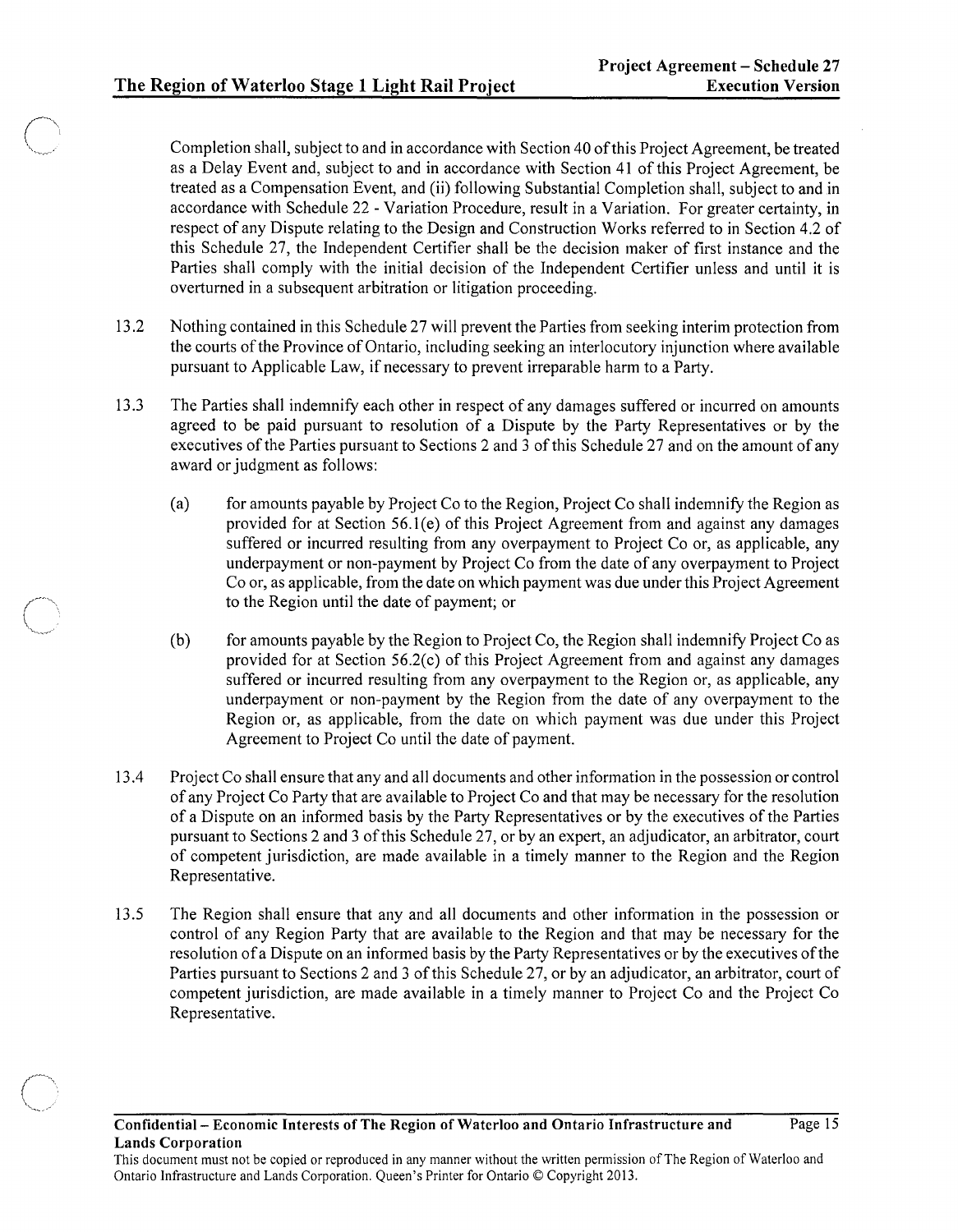Completion shall, subject to and in accordance with Section 40 of this Project Agreement, be treated as a Delay Event and, subject to and in accordance with Section 41 of this Project Agreement, be treated as a Compensation Event, and (ii) following Substantial Completion shall, subject to and in accordance with Schedule 22 - Variation Procedure, result in a Variation. For greater certainty, in respect of any Dispute relating to the Design and Construction Works referred to in Section 4.2 of this Schedule 27, the Independent Certifier shall be the decision maker of first instance and the Parties shall comply with the initial decision of the Independent Certifier unless and until it is overturned in a subsequent arbitration or litigation proceeding.

13.2 Nothing contained in this Schedule 27 will prevent the Parties from seeking interim protection from the courts of the Province of Ontario, including seeking an interlocutory injunction where available pursuant to Applicable Law, if necessary to prevent irreparable harm to a Party.

13.3 The Parties shall indemnify each other in respect of any damages suffered or incurred on amounts agreed to be paid pursuant to resolution of a Dispute by the Party Representatives or by the executives of the Parties pursuant to Sections 2 and 3 of this Schedule 27 and on the amount of any award or judgment as follows:

(a) for amounts payable by Project Co to the Region, Project Co shall indemnify the Region as provided for at Section 56.1(e) of this Project Agreement from and against any damages suffered or incurred resulting from any overpayment to Project Co or, as applicable, any underpayment or non-payment by Project Co from the date of any overpayment to Project Co or, as applicable, from the date on which payment was due under this Project Agreement to the Region until the date of payment; or

(b) for amounts payable by the Region to Project Co, the Region shall indemnify Project Co as provided for at Section 56.2(c) of this Project Agreement from and against any damages suffered or incurred resulting from any overpayment to the Region or, as applicable, any underpayment or non-payment by the Region from the date of any overpayment to the Region or, as applicable, from the date on which payment was due under this Project Agreement to Project Co until the date of payment.

13.4 Project Co shall ensure that any and all documents and other information in the possession or control of any Project Co Party that are available to Project Co and that may be necessary for the resolution of a Dispute on an informed basis by the Party Representatives or by the executives of the Parties pursuant to Sections 2 and 3 of this Schedule 27, or by an expert, an adjudicator, an arbitrator, court of competent jurisdiction, are made available in a timely manner to the Region and the Region Representative.

13.5 The Region shall ensure that any and all documents and other information in the possession or control of any Region Party that are available to the Region and that may be necessary for the resolution of a Dispute on an informed basis by the Party Representatives or by the executives of the Parties pursuant to Sections 2 and 3 of this Schedule 27, or by an adjudicator, an arbitrator, court of competent jurisdiction, are made available in a timely manner to Project Co and the Project Co Representative.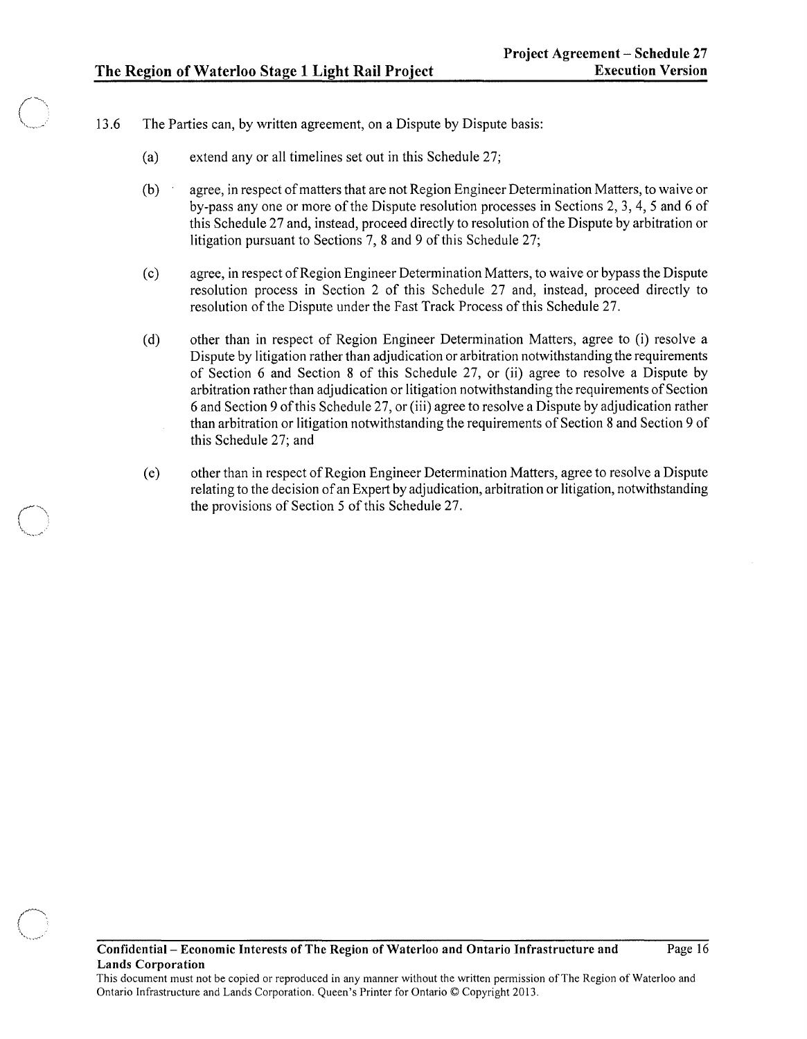13.6 The Parties can, by written agreement, on a Dispute by Dispute basis:

(a) extend any or all timelines set out in this Schedule 27;

(b) agree, in respect of matters that are not Region Engineer Determination Matters, to waive or by-pass any one or more of the Dispute resolution processes in Sections 2, 3, 4, 5 and 6 of this Schedule 27 and, instead, proceed directly to resolution of the Dispute by arbitration or litigation pursuant to Sections 7, 8 and 9 of this Schedule 27;

(c) agree, in respect of Region Engineer Determination Matters, to waive or bypass the Dispute resolution process in Section 2 of this Schedule 27 and, instead, proceed directly to resolution of the Dispute under the Fast Track Process of this Schedule 27.

(d) other than in respect of Region Engineer Determination Matters, agree to (i) resolve a Dispute by litigation rather than adjudication or arbitration notwithstanding the requirements of Section 6 and Section 8 of this Schedule 27, or (ii) agree to resolve a Dispute by arbitration rather than adjudication or litigation notwithstanding the requirements of Section 6 and Section 9 of this Schedule 27, or (iii) agree to resolve a Dispute by adjudication rather than arbitration or litigation notwithstanding the requirements of Section 8 and Section 9 of this Schedule 27; and

(e) other than in respect of Region Engineer Determination Matters, agree to resolve a Dispute relating to the decision of an Expert by adjudication, arbitration or litigation, notwithstanding the provisions of Section 5 of this Schedule 27.